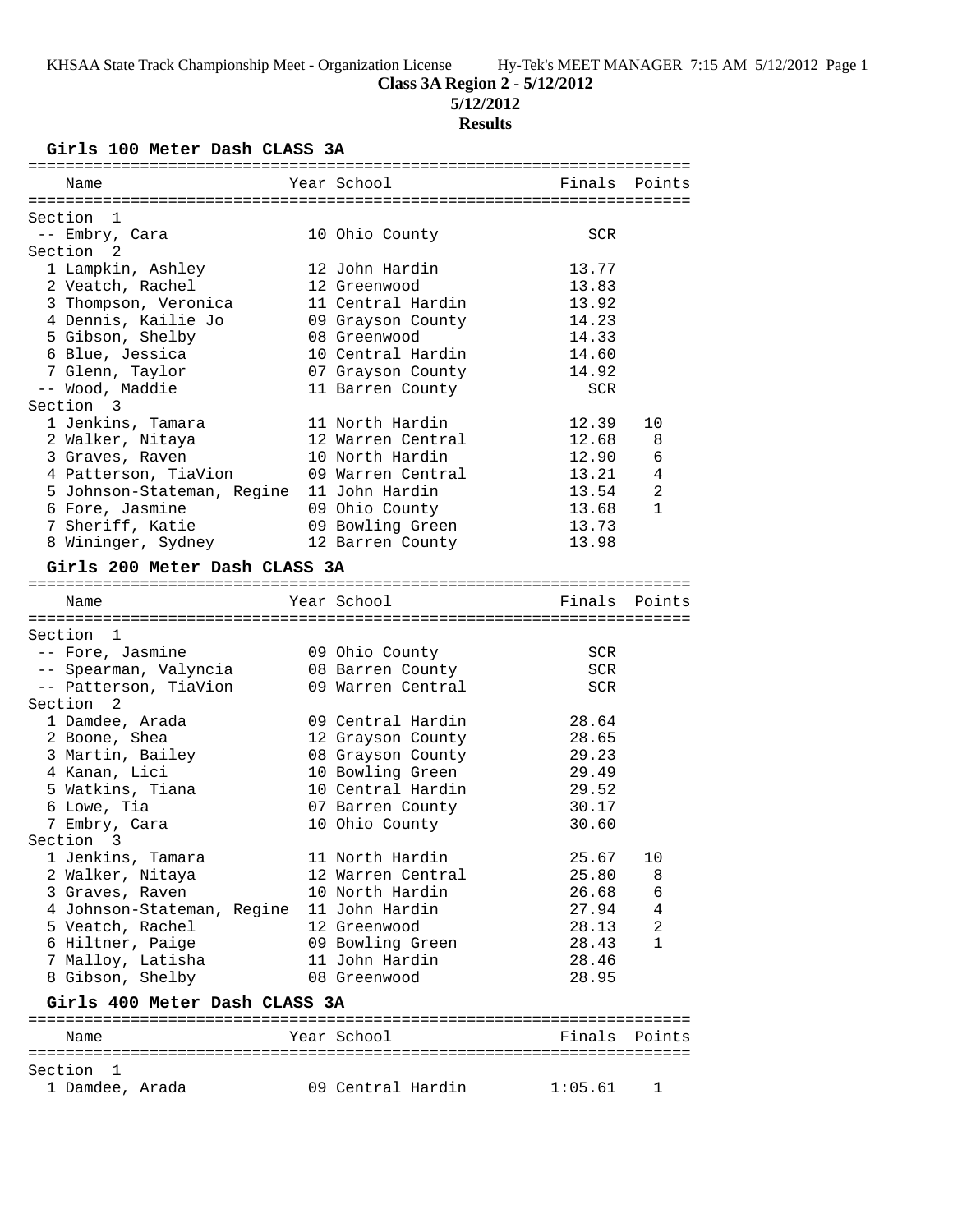**Class 3A Region 2 - 5/12/2012**

**5/12/2012**

**Results**

### Girls 100 Meter Dash CLASS 3A

| Name | Year | School | Finals | Points |
|---|---|---|---|---|
| **Section 1** | | | | |
| -- Embry, Cara | 10 | Ohio County | SCR | |
| **Section 2** | | | | |
| 1 Lampkin, Ashley | 12 | John Hardin | 13.77 | |
| 2 Veatch, Rachel | 12 | Greenwood | 13.83 | |
| 3 Thompson, Veronica | 11 | Central Hardin | 13.92 | |
| 4 Dennis, Kailie Jo | 09 | Grayson County | 14.23 | |
| 5 Gibson, Shelby | 08 | Greenwood | 14.33 | |
| 6 Blue, Jessica | 10 | Central Hardin | 14.60 | |
| 7 Glenn, Taylor | 07 | Grayson County | 14.92 | |
| -- Wood, Maddie | 11 | Barren County | SCR | |
| **Section 3** | | | | |
| 1 Jenkins, Tamara | 11 | North Hardin | 12.39 | 10 |
| 2 Walker, Nitaya | 12 | Warren Central | 12.68 | 8 |
| 3 Graves, Raven | 10 | North Hardin | 12.90 | 6 |
| 4 Patterson, TiaVion | 09 | Warren Central | 13.21 | 4 |
| 5 Johnson-Stateman, Regine | 11 | John Hardin | 13.54 | 2 |
| 6 Fore, Jasmine | 09 | Ohio County | 13.68 | 1 |
| 7 Sheriff, Katie | 09 | Bowling Green | 13.73 | |
| 8 Wininger, Sydney | 12 | Barren County | 13.98 | |

### Girls 200 Meter Dash CLASS 3A

| Name | Year | School | Finals | Points |
|---|---|---|---|---|
| **Section 1** | | | | |
| -- Fore, Jasmine | 09 | Ohio County | SCR | |
| -- Spearman, Valyncia | 08 | Barren County | SCR | |
| -- Patterson, TiaVion | 09 | Warren Central | SCR | |
| **Section 2** | | | | |
| 1 Damdee, Arada | 09 | Central Hardin | 28.64 | |
| 2 Boone, Shea | 12 | Grayson County | 28.65 | |
| 3 Martin, Bailey | 08 | Grayson County | 29.23 | |
| 4 Kanan, Lici | 10 | Bowling Green | 29.49 | |
| 5 Watkins, Tiana | 10 | Central Hardin | 29.52 | |
| 6 Lowe, Tia | 07 | Barren County | 30.17 | |
| 7 Embry, Cara | 10 | Ohio County | 30.60 | |
| **Section 3** | | | | |
| 1 Jenkins, Tamara | 11 | North Hardin | 25.67 | 10 |
| 2 Walker, Nitaya | 12 | Warren Central | 25.80 | 8 |
| 3 Graves, Raven | 10 | North Hardin | 26.68 | 6 |
| 4 Johnson-Stateman, Regine | 11 | John Hardin | 27.94 | 4 |
| 5 Veatch, Rachel | 12 | Greenwood | 28.13 | 2 |
| 6 Hiltner, Paige | 09 | Bowling Green | 28.43 | 1 |
| 7 Malloy, Latisha | 11 | John Hardin | 28.46 | |
| 8 Gibson, Shelby | 08 | Greenwood | 28.95 | |

### Girls 400 Meter Dash CLASS 3A

| Name | Year | School | Finals | Points |
|---|---|---|---|---|
| **Section 1** | | | | |
| 1 Damdee, Arada | 09 | Central Hardin | 1:05.61 | 1 |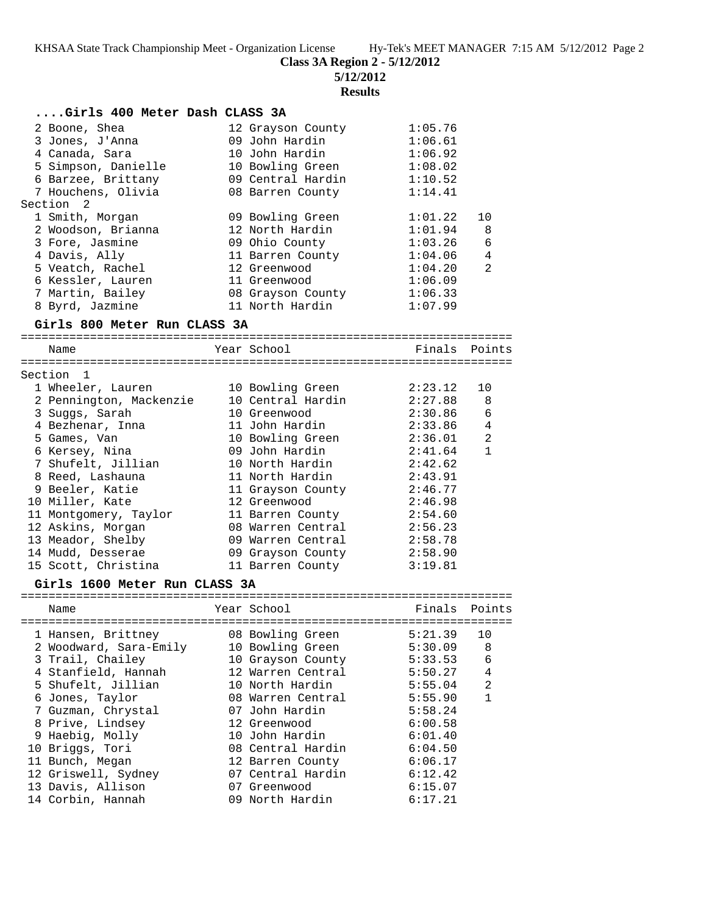**Class 3A Region 2 - 5/12/2012**

**5/12/2012**

**Results**

### ....Girls 400 Meter Dash CLASS 3A

| Place | Name | Year | School | Finals | Points |
|---|---|---|---|---|---|
| 2 | Boone, Shea | 12 | Grayson County | 1:05.76 | |
| 3 | Jones, J'Anna | 09 | John Hardin | 1:06.61 | |
| 4 | Canada, Sara | 10 | John Hardin | 1:06.92 | |
| 5 | Simpson, Danielle | 10 | Bowling Green | 1:08.02 | |
| 6 | Barzee, Brittany | 09 | Central Hardin | 1:10.52 | |
| 7 | Houchens, Olivia | 08 | Barren County | 1:14.41 | |
| **Section 2** | | | | | |
| 1 | Smith, Morgan | 09 | Bowling Green | 1:01.22 | 10 |
| 2 | Woodson, Brianna | 12 | North Hardin | 1:01.94 | 8 |
| 3 | Fore, Jasmine | 09 | Ohio County | 1:03.26 | 6 |
| 4 | Davis, Ally | 11 | Barren County | 1:04.06 | 4 |
| 5 | Veatch, Rachel | 12 | Greenwood | 1:04.20 | 2 |
| 6 | Kessler, Lauren | 11 | Greenwood | 1:06.09 | |
| 7 | Martin, Bailey | 08 | Grayson County | 1:06.33 | |
| 8 | Byrd, Jazmine | 11 | North Hardin | 1:07.99 | |

### Girls 800 Meter Run CLASS 3A

| Place | Name | Year | School | Finals | Points |
|---|---|---|---|---|---|
| **Section 1** | | | | | |
| 1 | Wheeler, Lauren | 10 | Bowling Green | 2:23.12 | 10 |
| 2 | Pennington, Mackenzie | 10 | Central Hardin | 2:27.88 | 8 |
| 3 | Suggs, Sarah | 10 | Greenwood | 2:30.86 | 6 |
| 4 | Bezhenar, Inna | 11 | John Hardin | 2:33.86 | 4 |
| 5 | Games, Van | 10 | Bowling Green | 2:36.01 | 2 |
| 6 | Kersey, Nina | 09 | John Hardin | 2:41.64 | 1 |
| 7 | Shufelt, Jillian | 10 | North Hardin | 2:42.62 | |
| 8 | Reed, Lashauna | 11 | North Hardin | 2:43.91 | |
| 9 | Beeler, Katie | 11 | Grayson County | 2:46.77 | |
| 10 | Miller, Kate | 12 | Greenwood | 2:46.98 | |
| 11 | Montgomery, Taylor | 11 | Barren County | 2:54.60 | |
| 12 | Askins, Morgan | 08 | Warren Central | 2:56.23 | |
| 13 | Meador, Shelby | 09 | Warren Central | 2:58.78 | |
| 14 | Mudd, Desserae | 09 | Grayson County | 2:58.90 | |
| 15 | Scott, Christina | 11 | Barren County | 3:19.81 | |

### Girls 1600 Meter Run CLASS 3A

| Place | Name | Year | School | Finals | Points |
|---|---|---|---|---|---|
| 1 | Hansen, Brittney | 08 | Bowling Green | 5:21.39 | 10 |
| 2 | Woodward, Sara-Emily | 10 | Bowling Green | 5:30.09 | 8 |
| 3 | Trail, Chailey | 10 | Grayson County | 5:33.53 | 6 |
| 4 | Stanfield, Hannah | 12 | Warren Central | 5:50.27 | 4 |
| 5 | Shufelt, Jillian | 10 | North Hardin | 5:55.04 | 2 |
| 6 | Jones, Taylor | 08 | Warren Central | 5:55.90 | 1 |
| 7 | Guzman, Chrystal | 07 | John Hardin | 5:58.24 | |
| 8 | Prive, Lindsey | 12 | Greenwood | 6:00.58 | |
| 9 | Haebig, Molly | 10 | John Hardin | 6:01.40 | |
| 10 | Briggs, Tori | 08 | Central Hardin | 6:04.50 | |
| 11 | Bunch, Megan | 12 | Barren County | 6:06.17 | |
| 12 | Griswell, Sydney | 07 | Central Hardin | 6:12.42 | |
| 13 | Davis, Allison | 07 | Greenwood | 6:15.07 | |
| 14 | Corbin, Hannah | 09 | North Hardin | 6:17.21 | |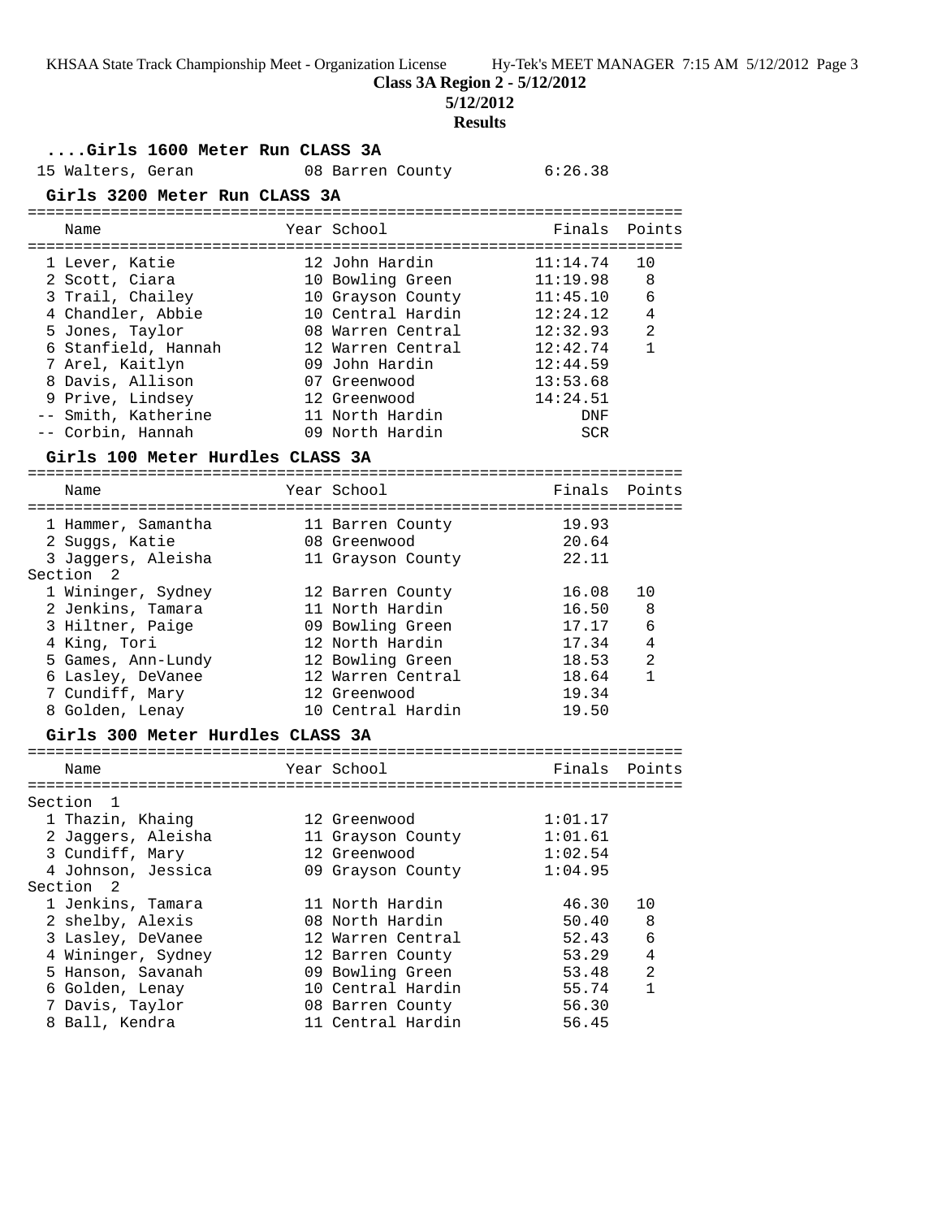**Class 3A Region 2 - 5/12/2012**

**5/12/2012**

**Results**

### ....Girls 1600 Meter Run CLASS 3A

| Place | Name | Year | School | Finals | Points |
|---|---|---|---|---|---|
| 15 | Walters, Geran | 08 | Barren County | 6:26.38 | |

### Girls 3200 Meter Run CLASS 3A

| Place | Name | Year | School | Finals | Points |
|---|---|---|---|---|---|
| 1 | Lever, Katie | 12 | John Hardin | 11:14.74 | 10 |
| 2 | Scott, Ciara | 10 | Bowling Green | 11:19.98 | 8 |
| 3 | Trail, Chailey | 10 | Grayson County | 11:45.10 | 6 |
| 4 | Chandler, Abbie | 10 | Central Hardin | 12:24.12 | 4 |
| 5 | Jones, Taylor | 08 | Warren Central | 12:32.93 | 2 |
| 6 | Stanfield, Hannah | 12 | Warren Central | 12:42.74 | 1 |
| 7 | Arel, Kaitlyn | 09 | John Hardin | 12:44.59 | |
| 8 | Davis, Allison | 07 | Greenwood | 13:53.68 | |
| 9 | Prive, Lindsey | 12 | Greenwood | 14:24.51 | |
| -- | Smith, Katherine | 11 | North Hardin | DNF | |
| -- | Corbin, Hannah | 09 | North Hardin | SCR | |

### Girls 100 Meter Hurdles CLASS 3A

| Place | Name | Year | School | Finals | Points |
|---|---|---|---|---|---|
| 1 | Hammer, Samantha | 11 | Barren County | 19.93 | |
| 2 | Suggs, Katie | 08 | Greenwood | 20.64 | |
| 3 | Jaggers, Aleisha | 11 | Grayson County | 22.11 | |
| **Section 2** | | | | | |
| 1 | Wininger, Sydney | 12 | Barren County | 16.08 | 10 |
| 2 | Jenkins, Tamara | 11 | North Hardin | 16.50 | 8 |
| 3 | Hiltner, Paige | 09 | Bowling Green | 17.17 | 6 |
| 4 | King, Tori | 12 | North Hardin | 17.34 | 4 |
| 5 | Games, Ann-Lundy | 12 | Bowling Green | 18.53 | 2 |
| 6 | Lasley, DeVanee | 12 | Warren Central | 18.64 | 1 |
| 7 | Cundiff, Mary | 12 | Greenwood | 19.34 | |
| 8 | Golden, Lenay | 10 | Central Hardin | 19.50 | |

### Girls 300 Meter Hurdles CLASS 3A

| Place | Name | Year | School | Finals | Points |
|---|---|---|---|---|---|
| **Section 1** | | | | | |
| 1 | Thazin, Khaing | 12 | Greenwood | 1:01.17 | |
| 2 | Jaggers, Aleisha | 11 | Grayson County | 1:01.61 | |
| 3 | Cundiff, Mary | 12 | Greenwood | 1:02.54 | |
| 4 | Johnson, Jessica | 09 | Grayson County | 1:04.95 | |
| **Section 2** | | | | | |
| 1 | Jenkins, Tamara | 11 | North Hardin | 46.30 | 10 |
| 2 | shelby, Alexis | 08 | North Hardin | 50.40 | 8 |
| 3 | Lasley, DeVanee | 12 | Warren Central | 52.43 | 6 |
| 4 | Wininger, Sydney | 12 | Barren County | 53.29 | 4 |
| 5 | Hanson, Savanah | 09 | Bowling Green | 53.48 | 2 |
| 6 | Golden, Lenay | 10 | Central Hardin | 55.74 | 1 |
| 7 | Davis, Taylor | 08 | Barren County | 56.30 | |
| 8 | Ball, Kendra | 11 | Central Hardin | 56.45 | |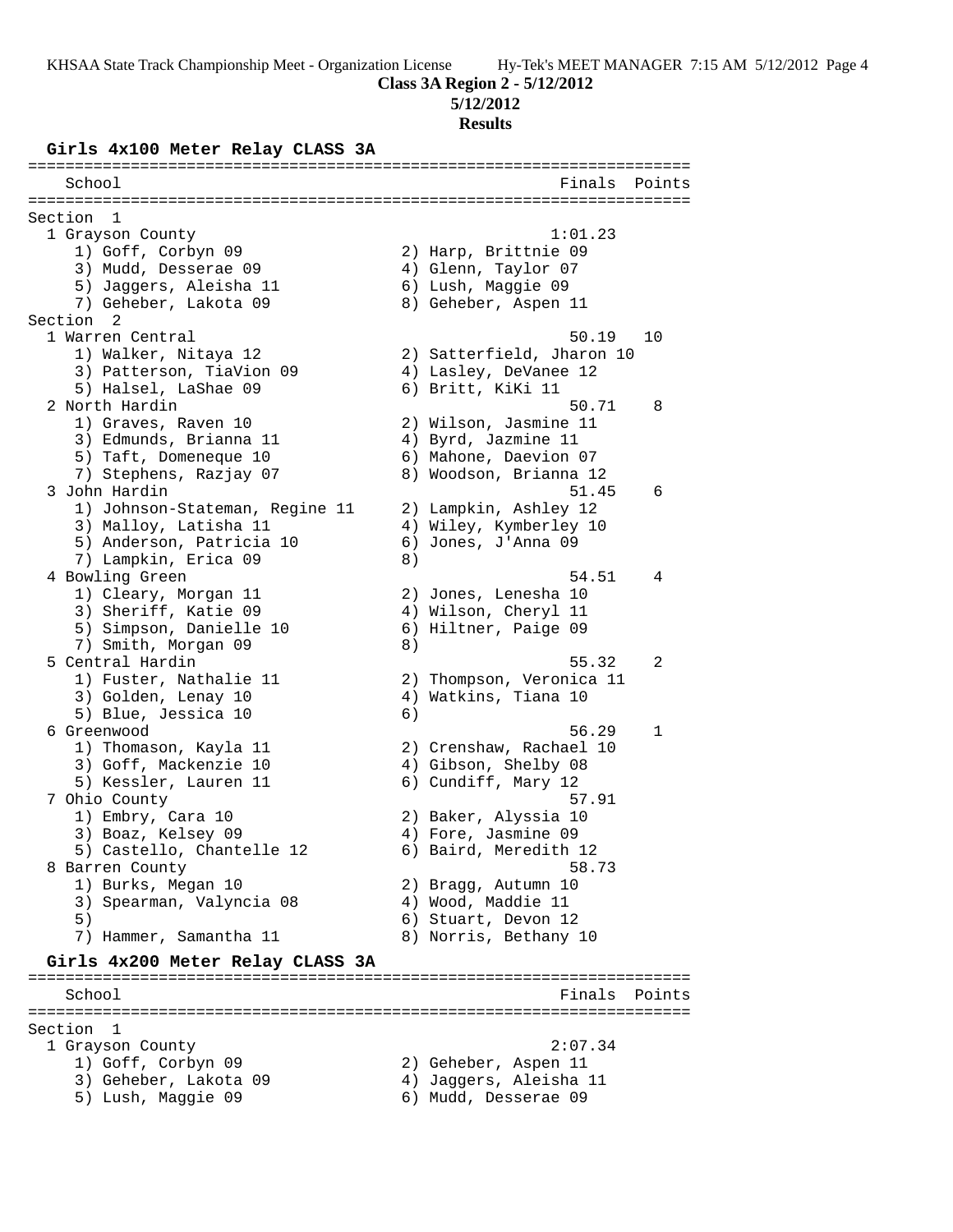Class 3A Region 2 - 5/12/2012

5/12/2012

**Results**

## Girls 4x100 Meter Relay CLASS 3A

```
=======================================================================
    School                                               Finals  Points
=======================================================================
Section  1
  1 Grayson County                                      1:01.23
     1) Goff, Corbyn 09                 2) Harp, Brittnie 09
     3) Mudd, Desserae 09               4) Glenn, Taylor 07
     5) Jaggers, Aleisha 11             6) Lush, Maggie 09
     7) Geheber, Lakota 09              8) Geheber, Aspen 11
Section  2
  1 Warren Central                                        50.19   10
     1) Walker, Nitaya 12               2) Satterfield, Jharon 10
     3) Patterson, TiaVion 09           4) Lasley, DeVanee 12
     5) Halsel, LaShae 09               6) Britt, KiKi 11
  2 North Hardin                                          50.71    8
     1) Graves, Raven 10                2) Wilson, Jasmine 11
     3) Edmunds, Brianna 11             4) Byrd, Jazmine 11
     5) Taft, Domeneque 10              6) Mahone, Daevion 07
     7) Stephens, Razjay 07             8) Woodson, Brianna 12
  3 John Hardin                                           51.45    6
     1) Johnson-Stateman, Regine 11     2) Lampkin, Ashley 12
     3) Malloy, Latisha 11              4) Wiley, Kymberley 10
     5) Anderson, Patricia 10           6) Jones, J'Anna 09
     7) Lampkin, Erica 09               8)
  4 Bowling Green                                         54.51    4
     1) Cleary, Morgan 11               2) Jones, Lenesha 10
     3) Sheriff, Katie 09               4) Wilson, Cheryl 11
     5) Simpson, Danielle 10            6) Hiltner, Paige 09
     7) Smith, Morgan 09                8)
  5 Central Hardin                                        55.32    2
     1) Fuster, Nathalie 11             2) Thompson, Veronica 11
     3) Golden, Lenay 10                4) Watkins, Tiana 10
     5) Blue, Jessica 10                6)
  6 Greenwood                                             56.29    1
     1) Thomason, Kayla 11              2) Crenshaw, Rachael 10
     3) Goff, Mackenzie 10              4) Gibson, Shelby 08
     5) Kessler, Lauren 11              6) Cundiff, Mary 12
  7 Ohio County                                           57.91
     1) Embry, Cara 10                  2) Baker, Alyssia 10
     3) Boaz, Kelsey 09                 4) Fore, Jasmine 09
     5) Castello, Chantelle 12          6) Baird, Meredith 12
  8 Barren County                                         58.73
     1) Burks, Megan 10                 2) Bragg, Autumn 10
     3) Spearman, Valyncia 08           4) Wood, Maddie 11
     5)                                 6) Stuart, Devon 12
     7) Hammer, Samantha 11             8) Norris, Bethany 10
```

## Girls 4x200 Meter Relay CLASS 3A

```
=======================================================================
    School                                               Finals  Points
=======================================================================
Section  1
  1 Grayson County                                      2:07.34
     1) Goff, Corbyn 09                 2) Geheber, Aspen 11
     3) Geheber, Lakota 09              4) Jaggers, Aleisha 11
     5) Lush, Maggie 09                 6) Mudd, Desserae 09
```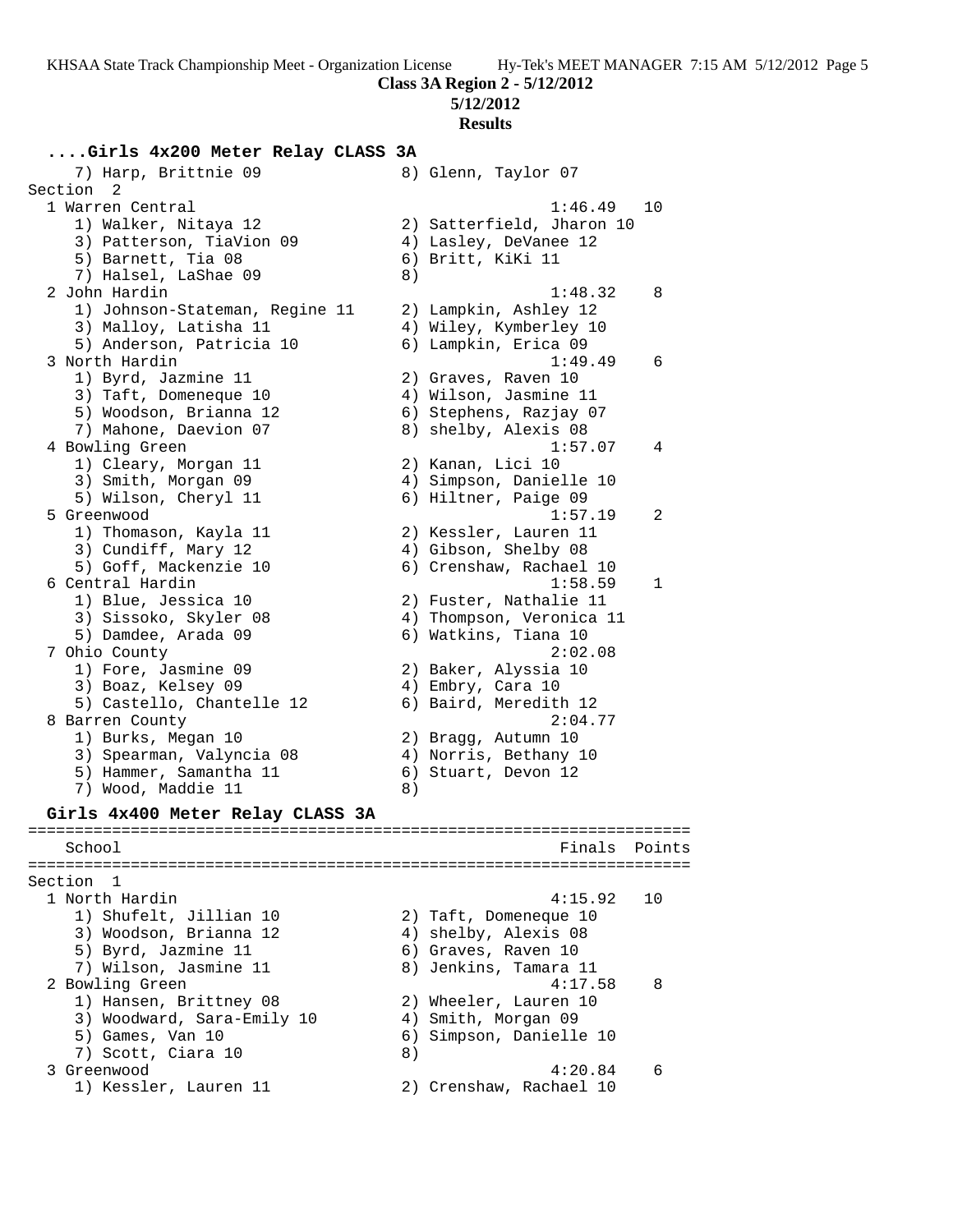**Class 3A Region 2 - 5/12/2012**

**5/12/2012**

**Results**

## ....Girls 4x200 Meter Relay CLASS 3A

```
    7) Harp, Brittnie 09              8) Glenn, Taylor 07
Section  2
  1 Warren Central                                        1:46.49   10
     1) Walker, Nitaya 12              2) Satterfield, Jharon 10
     3) Patterson, TiaVion 09          4) Lasley, DeVanee 12
     5) Barnett, Tia 08                6) Britt, KiKi 11
     7) Halsel, LaShae 09              8)
  2 John Hardin                                           1:48.32    8
     1) Johnson-Stateman, Regine 11    2) Lampkin, Ashley 12
     3) Malloy, Latisha 11             4) Wiley, Kymberley 10
     5) Anderson, Patricia 10          6) Lampkin, Erica 09
  3 North Hardin                                          1:49.49    6
     1) Byrd, Jazmine 11               2) Graves, Raven 10
     3) Taft, Domeneque 10             4) Wilson, Jasmine 11
     5) Woodson, Brianna 12            6) Stephens, Razjay 07
     7) Mahone, Daevion 07             8) shelby, Alexis 08
  4 Bowling Green                                         1:57.07    4
     1) Cleary, Morgan 11              2) Kanan, Lici 10
     3) Smith, Morgan 09               4) Simpson, Danielle 10
     5) Wilson, Cheryl 11              6) Hiltner, Paige 09
  5 Greenwood                                             1:57.19    2
     1) Thomason, Kayla 11             2) Kessler, Lauren 11
     3) Cundiff, Mary 12               4) Gibson, Shelby 08
     5) Goff, Mackenzie 10             6) Crenshaw, Rachael 10
  6 Central Hardin                                        1:58.59    1
     1) Blue, Jessica 10               2) Fuster, Nathalie 11
     3) Sissoko, Skyler 08             4) Thompson, Veronica 11
     5) Damdee, Arada 09               6) Watkins, Tiana 10
  7 Ohio County                                           2:02.08
     1) Fore, Jasmine 09               2) Baker, Alyssia 10
     3) Boaz, Kelsey 09                4) Embry, Cara 10
     5) Castello, Chantelle 12         6) Baird, Meredith 12
  8 Barren County                                         2:04.77
     1) Burks, Megan 10                2) Bragg, Autumn 10
     3) Spearman, Valyncia 08          4) Norris, Bethany 10
     5) Hammer, Samantha 11            6) Stuart, Devon 12
     7) Wood, Maddie 11                8)
```

## Girls 4x400 Meter Relay CLASS 3A

```
=======================================================================
    School                                               Finals  Points
=======================================================================
Section  1
  1 North Hardin                                          4:15.92   10
     1) Shufelt, Jillian 10            2) Taft, Domeneque 10
     3) Woodson, Brianna 12            4) shelby, Alexis 08
     5) Byrd, Jazmine 11               6) Graves, Raven 10
     7) Wilson, Jasmine 11             8) Jenkins, Tamara 11
  2 Bowling Green                                         4:17.58    8
     1) Hansen, Brittney 08            2) Wheeler, Lauren 10
     3) Woodward, Sara-Emily 10        4) Smith, Morgan 09
     5) Games, Van 10                  6) Simpson, Danielle 10
     7) Scott, Ciara 10                8)
  3 Greenwood                                             4:20.84    6
     1) Kessler, Lauren 11             2) Crenshaw, Rachael 10
```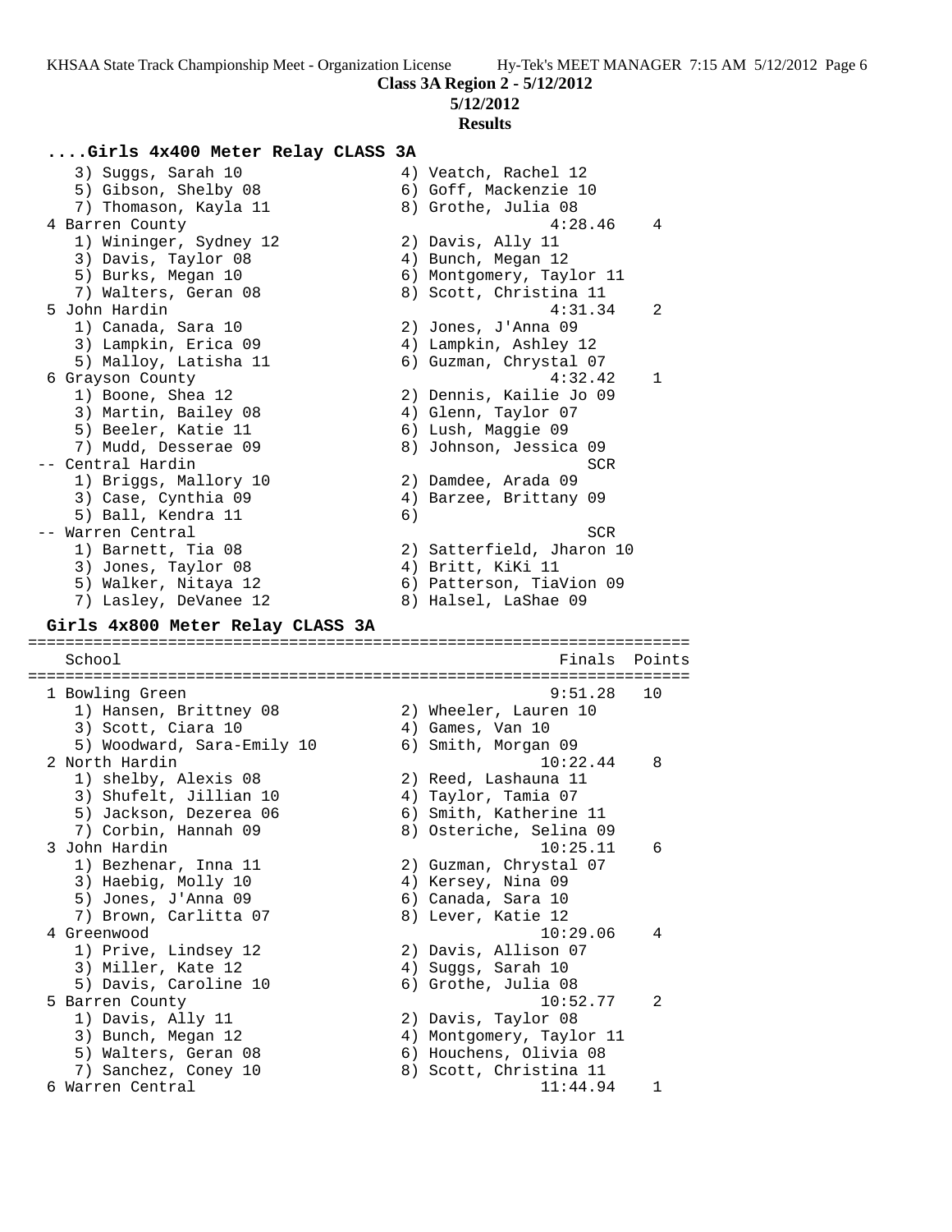**Class 3A Region 2 - 5/12/2012**

**5/12/2012**

**Results**

### ....Girls 4x400 Meter Relay CLASS 3A

```
    3) Suggs, Sarah 10                 4) Veatch, Rachel 12
    5) Gibson, Shelby 08               6) Goff, Mackenzie 10
    7) Thomason, Kayla 11              8) Grothe, Julia 08
  4 Barren County                                  4:28.46    4
    1) Wininger, Sydney 12             2) Davis, Ally 11
    3) Davis, Taylor 08                4) Bunch, Megan 12
    5) Burks, Megan 10                 6) Montgomery, Taylor 11
    7) Walters, Geran 08               8) Scott, Christina 11
  5 John Hardin                                    4:31.34    2
    1) Canada, Sara 10                 2) Jones, J'Anna 09
    3) Lampkin, Erica 09               4) Lampkin, Ashley 12
    5) Malloy, Latisha 11              6) Guzman, Chrystal 07
  6 Grayson County                                 4:32.42    1
    1) Boone, Shea 12                  2) Dennis, Kailie Jo 09
    3) Martin, Bailey 08               4) Glenn, Taylor 07
    5) Beeler, Katie 11                6) Lush, Maggie 09
    7) Mudd, Desserae 09               8) Johnson, Jessica 09
 -- Central Hardin                                     SCR
    1) Briggs, Mallory 10              2) Damdee, Arada 09
    3) Case, Cynthia 09                4) Barzee, Brittany 09
    5) Ball, Kendra 11                 6)
 -- Warren Central                                     SCR
    1) Barnett, Tia 08                 2) Satterfield, Jharon 10
    3) Jones, Taylor 08                4) Britt, KiKi 11
    5) Walker, Nitaya 12               6) Patterson, TiaVion 09
    7) Lasley, DeVanee 12              8) Halsel, LaShae 09
```

### Girls 4x800 Meter Relay CLASS 3A

```
=======================================================================
    School                                           Finals  Points
=======================================================================
  1 Bowling Green                                  9:51.28   10
    1) Hansen, Brittney 08             2) Wheeler, Lauren 10
    3) Scott, Ciara 10                 4) Games, Van 10
    5) Woodward, Sara-Emily 10         6) Smith, Morgan 09
  2 North Hardin                                  10:22.44    8
    1) shelby, Alexis 08               2) Reed, Lashauna 11
    3) Shufelt, Jillian 10             4) Taylor, Tamia 07
    5) Jackson, Dezerea 06             6) Smith, Katherine 11
    7) Corbin, Hannah 09               8) Osteriche, Selina 09
  3 John Hardin                                   10:25.11    6
    1) Bezhenar, Inna 11               2) Guzman, Chrystal 07
    3) Haebig, Molly 10                4) Kersey, Nina 09
    5) Jones, J'Anna 09                6) Canada, Sara 10
    7) Brown, Carlitta 07              8) Lever, Katie 12
  4 Greenwood                                     10:29.06    4
    1) Prive, Lindsey 12               2) Davis, Allison 07
    3) Miller, Kate 12                 4) Suggs, Sarah 10
    5) Davis, Caroline 10              6) Grothe, Julia 08
  5 Barren County                                 10:52.77    2
    1) Davis, Ally 11                  2) Davis, Taylor 08
    3) Bunch, Megan 12                 4) Montgomery, Taylor 11
    5) Walters, Geran 08               6) Houchens, Olivia 08
    7) Sanchez, Coney 10               8) Scott, Christina 11
  6 Warren Central                                11:44.94    1
```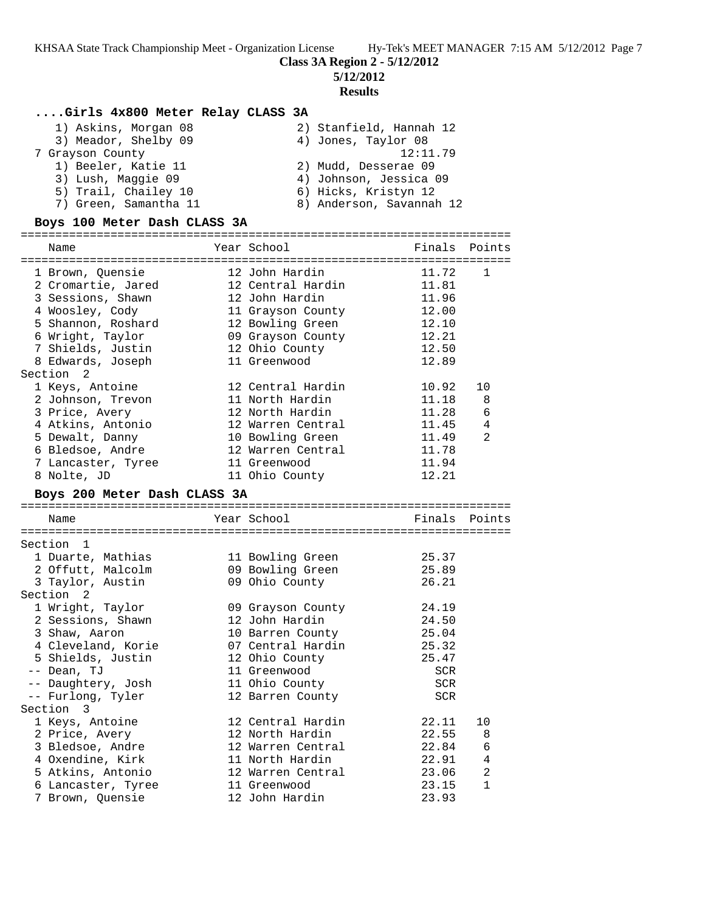**Class 3A Region 2 - 5/12/2012**

**5/12/2012**

**Results**

### ....Girls 4x800 Meter Relay CLASS 3A

1) Askins, Morgan 08 2) Stanfield, Hannah 12
3) Meador, Shelby 09 4) Jones, Taylor 08

7 Grayson County 12:11.79

1) Beeler, Katie 11 2) Mudd, Desserae 09
3) Lush, Maggie 09 4) Johnson, Jessica 09
5) Trail, Chailey 10 6) Hicks, Kristyn 12
7) Green, Samantha 11 8) Anderson, Savannah 12

### Boys 100 Meter Dash CLASS 3A

| Name | Year | School | Finals | Points |
|---|---|---|---|---|
| 1 Brown, Quensie | 12 | John Hardin | 11.72 | 1 |
| 2 Cromartie, Jared | 12 | Central Hardin | 11.81 | |
| 3 Sessions, Shawn | 12 | John Hardin | 11.96 | |
| 4 Woosley, Cody | 11 | Grayson County | 12.00 | |
| 5 Shannon, Roshard | 12 | Bowling Green | 12.10 | |
| 6 Wright, Taylor | 09 | Grayson County | 12.21 | |
| 7 Shields, Justin | 12 | Ohio County | 12.50 | |
| 8 Edwards, Joseph | 11 | Greenwood | 12.89 | |
| Section 2 | | | | |
| 1 Keys, Antoine | 12 | Central Hardin | 10.92 | 10 |
| 2 Johnson, Trevon | 11 | North Hardin | 11.18 | 8 |
| 3 Price, Avery | 12 | North Hardin | 11.28 | 6 |
| 4 Atkins, Antonio | 12 | Warren Central | 11.45 | 4 |
| 5 Dewalt, Danny | 10 | Bowling Green | 11.49 | 2 |
| 6 Bledsoe, Andre | 12 | Warren Central | 11.78 | |
| 7 Lancaster, Tyree | 11 | Greenwood | 11.94 | |
| 8 Nolte, JD | 11 | Ohio County | 12.21 | |

### Boys 200 Meter Dash CLASS 3A

| Name | Year | School | Finals | Points |
|---|---|---|---|---|
| Section 1 | | | | |
| 1 Duarte, Mathias | 11 | Bowling Green | 25.37 | |
| 2 Offutt, Malcolm | 09 | Bowling Green | 25.89 | |
| 3 Taylor, Austin | 09 | Ohio County | 26.21 | |
| Section 2 | | | | |
| 1 Wright, Taylor | 09 | Grayson County | 24.19 | |
| 2 Sessions, Shawn | 12 | John Hardin | 24.50 | |
| 3 Shaw, Aaron | 10 | Barren County | 25.04 | |
| 4 Cleveland, Korie | 07 | Central Hardin | 25.32 | |
| 5 Shields, Justin | 12 | Ohio County | 25.47 | |
| -- Dean, TJ | 11 | Greenwood | SCR | |
| -- Daughtery, Josh | 11 | Ohio County | SCR | |
| -- Furlong, Tyler | 12 | Barren County | SCR | |
| Section 3 | | | | |
| 1 Keys, Antoine | 12 | Central Hardin | 22.11 | 10 |
| 2 Price, Avery | 12 | North Hardin | 22.55 | 8 |
| 3 Bledsoe, Andre | 12 | Warren Central | 22.84 | 6 |
| 4 Oxendine, Kirk | 11 | North Hardin | 22.91 | 4 |
| 5 Atkins, Antonio | 12 | Warren Central | 23.06 | 2 |
| 6 Lancaster, Tyree | 11 | Greenwood | 23.15 | 1 |
| 7 Brown, Quensie | 12 | John Hardin | 23.93 | |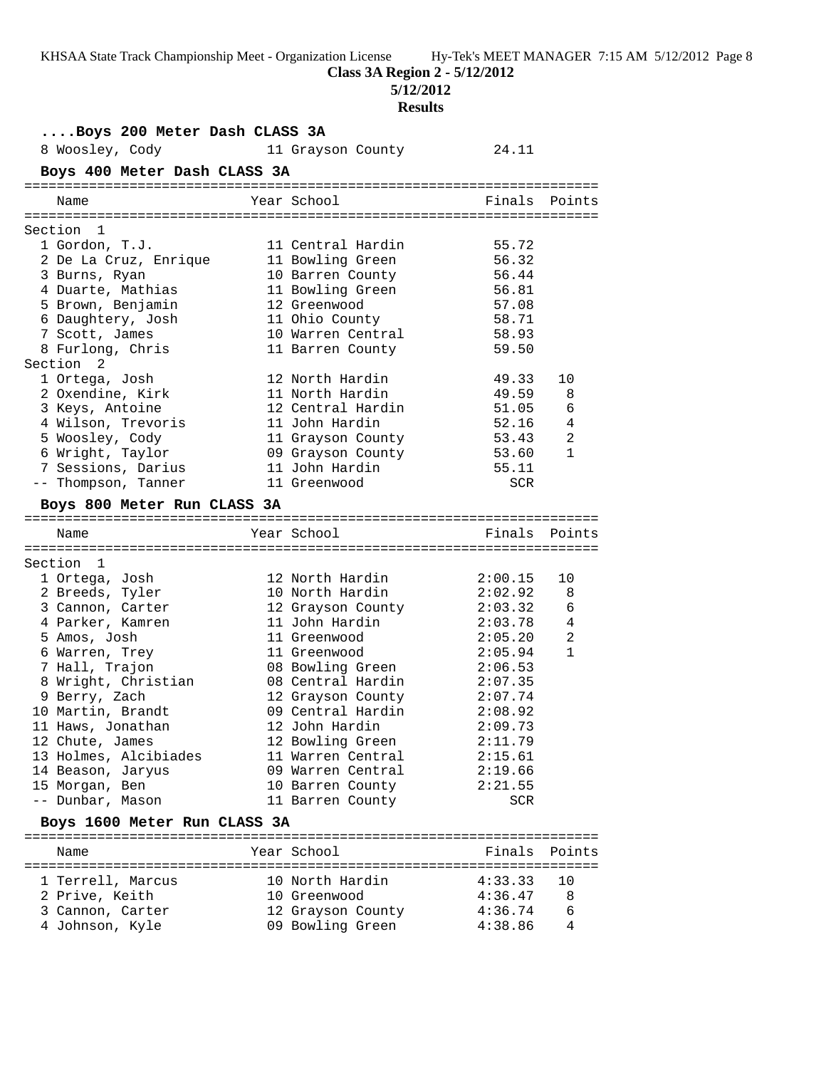**Class 3A Region 2 - 5/12/2012**

**5/12/2012**

**Results**

### ....Boys 200 Meter Dash CLASS 3A

| Name | Year | School | Finals | Points |
|---|---|---|---|---|
| 8 Woosley, Cody | 11 | Grayson County | 24.11 | |

### Boys 400 Meter Dash CLASS 3A

| Name | Year | School | Finals | Points |
|---|---|---|---|---|
| **Section 1** | | | | |
| 1 Gordon, T.J. | 11 | Central Hardin | 55.72 | |
| 2 De La Cruz, Enrique | 11 | Bowling Green | 56.32 | |
| 3 Burns, Ryan | 10 | Barren County | 56.44 | |
| 4 Duarte, Mathias | 11 | Bowling Green | 56.81 | |
| 5 Brown, Benjamin | 12 | Greenwood | 57.08 | |
| 6 Daughtery, Josh | 11 | Ohio County | 58.71 | |
| 7 Scott, James | 10 | Warren Central | 58.93 | |
| 8 Furlong, Chris | 11 | Barren County | 59.50 | |
| **Section 2** | | | | |
| 1 Ortega, Josh | 12 | North Hardin | 49.33 | 10 |
| 2 Oxendine, Kirk | 11 | North Hardin | 49.59 | 8 |
| 3 Keys, Antoine | 12 | Central Hardin | 51.05 | 6 |
| 4 Wilson, Trevoris | 11 | John Hardin | 52.16 | 4 |
| 5 Woosley, Cody | 11 | Grayson County | 53.43 | 2 |
| 6 Wright, Taylor | 09 | Grayson County | 53.60 | 1 |
| 7 Sessions, Darius | 11 | John Hardin | 55.11 | |
| -- Thompson, Tanner | 11 | Greenwood | SCR | |

### Boys 800 Meter Run CLASS 3A

| Name | Year | School | Finals | Points |
|---|---|---|---|---|
| **Section 1** | | | | |
| 1 Ortega, Josh | 12 | North Hardin | 2:00.15 | 10 |
| 2 Breeds, Tyler | 10 | North Hardin | 2:02.92 | 8 |
| 3 Cannon, Carter | 12 | Grayson County | 2:03.32 | 6 |
| 4 Parker, Kamren | 11 | John Hardin | 2:03.78 | 4 |
| 5 Amos, Josh | 11 | Greenwood | 2:05.20 | 2 |
| 6 Warren, Trey | 11 | Greenwood | 2:05.94 | 1 |
| 7 Hall, Trajon | 08 | Bowling Green | 2:06.53 | |
| 8 Wright, Christian | 08 | Central Hardin | 2:07.35 | |
| 9 Berry, Zach | 12 | Grayson County | 2:07.74 | |
| 10 Martin, Brandt | 09 | Central Hardin | 2:08.92 | |
| 11 Haws, Jonathan | 12 | John Hardin | 2:09.73 | |
| 12 Chute, James | 12 | Bowling Green | 2:11.79 | |
| 13 Holmes, Alcibiades | 11 | Warren Central | 2:15.61 | |
| 14 Beason, Jaryus | 09 | Warren Central | 2:19.66 | |
| 15 Morgan, Ben | 10 | Barren County | 2:21.55 | |
| -- Dunbar, Mason | 11 | Barren County | SCR | |

### Boys 1600 Meter Run CLASS 3A

| Name | Year | School | Finals | Points |
|---|---|---|---|---|
| 1 Terrell, Marcus | 10 | North Hardin | 4:33.33 | 10 |
| 2 Prive, Keith | 10 | Greenwood | 4:36.47 | 8 |
| 3 Cannon, Carter | 12 | Grayson County | 4:36.74 | 6 |
| 4 Johnson, Kyle | 09 | Bowling Green | 4:38.86 | 4 |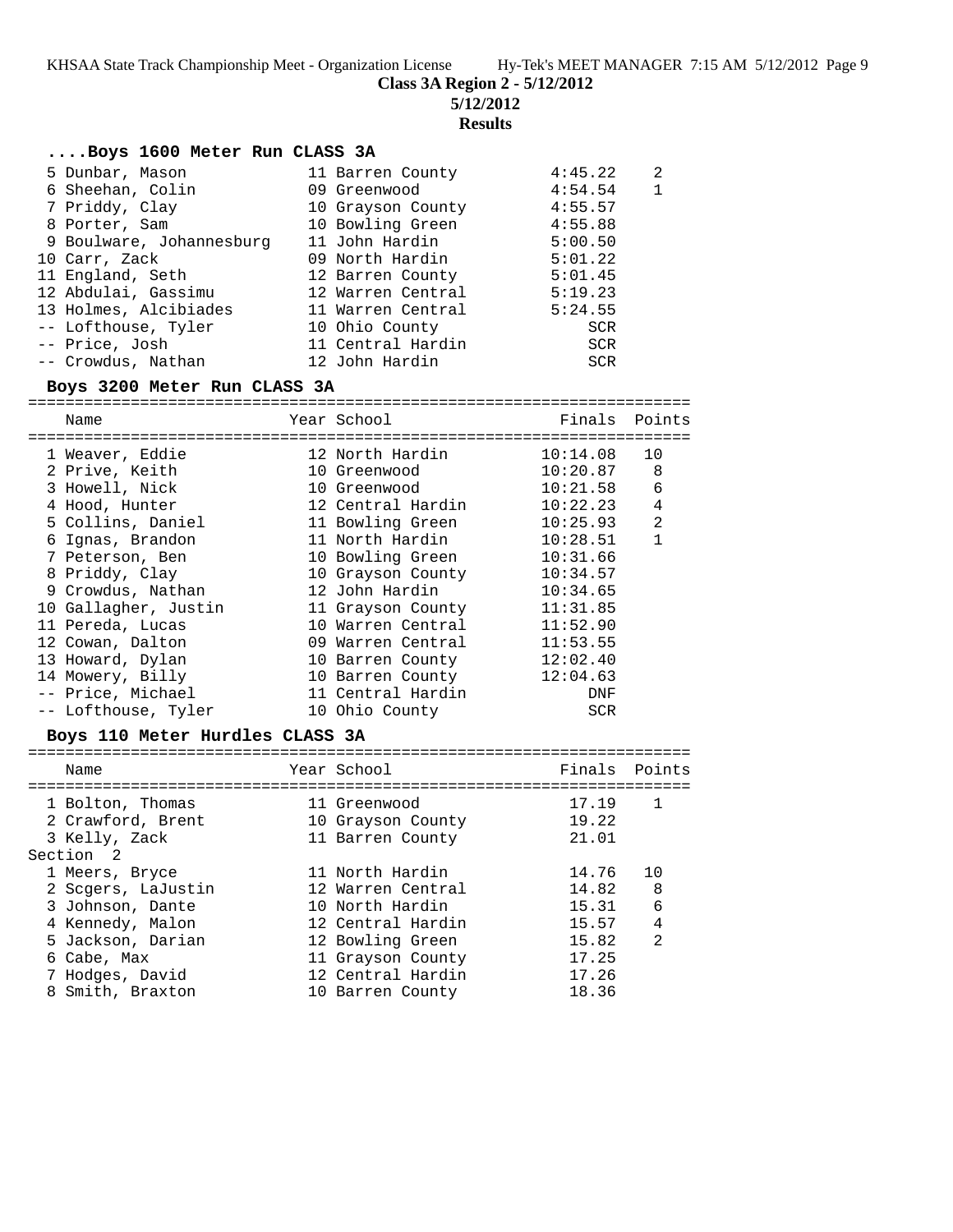### ....Boys 1600 Meter Run CLASS 3A

| Name | Year | School | Finals | Points |
|---|---|---|---|---|
| 5 Dunbar, Mason | 11 | Barren County | 4:45.22 | 2 |
| 6 Sheehan, Colin | 09 | Greenwood | 4:54.54 | 1 |
| 7 Priddy, Clay | 10 | Grayson County | 4:55.57 | |
| 8 Porter, Sam | 10 | Bowling Green | 4:55.88 | |
| 9 Boulware, Johannesburg | 11 | John Hardin | 5:00.50 | |
| 10 Carr, Zack | 09 | North Hardin | 5:01.22 | |
| 11 England, Seth | 12 | Barren County | 5:01.45 | |
| 12 Abdulai, Gassimu | 12 | Warren Central | 5:19.23 | |
| 13 Holmes, Alcibiades | 11 | Warren Central | 5:24.55 | |
| -- Lofthouse, Tyler | 10 | Ohio County | SCR | |
| -- Price, Josh | 11 | Central Hardin | SCR | |
| -- Crowdus, Nathan | 12 | John Hardin | SCR | |

### Boys 3200 Meter Run CLASS 3A

| Name | Year | School | Finals | Points |
|---|---|---|---|---|
| 1 Weaver, Eddie | 12 | North Hardin | 10:14.08 | 10 |
| 2 Prive, Keith | 10 | Greenwood | 10:20.87 | 8 |
| 3 Howell, Nick | 10 | Greenwood | 10:21.58 | 6 |
| 4 Hood, Hunter | 12 | Central Hardin | 10:22.23 | 4 |
| 5 Collins, Daniel | 11 | Bowling Green | 10:25.93 | 2 |
| 6 Ignas, Brandon | 11 | North Hardin | 10:28.51 | 1 |
| 7 Peterson, Ben | 10 | Bowling Green | 10:31.66 | |
| 8 Priddy, Clay | 10 | Grayson County | 10:34.57 | |
| 9 Crowdus, Nathan | 12 | John Hardin | 10:34.65 | |
| 10 Gallagher, Justin | 11 | Grayson County | 11:31.85 | |
| 11 Pereda, Lucas | 10 | Warren Central | 11:52.90 | |
| 12 Cowan, Dalton | 09 | Warren Central | 11:53.55 | |
| 13 Howard, Dylan | 10 | Barren County | 12:02.40 | |
| 14 Mowery, Billy | 10 | Barren County | 12:04.63 | |
| -- Price, Michael | 11 | Central Hardin | DNF | |
| -- Lofthouse, Tyler | 10 | Ohio County | SCR | |

### Boys 110 Meter Hurdles CLASS 3A

| Name | Year | School | Finals | Points |
|---|---|---|---|---|
| 1 Bolton, Thomas | 11 | Greenwood | 17.19 | 1 |
| 2 Crawford, Brent | 10 | Grayson County | 19.22 | |
| 3 Kelly, Zack | 11 | Barren County | 21.01 | |
| **Section 2** | | | | |
| 1 Meers, Bryce | 11 | North Hardin | 14.76 | 10 |
| 2 Scgers, LaJustin | 12 | Warren Central | 14.82 | 8 |
| 3 Johnson, Dante | 10 | North Hardin | 15.31 | 6 |
| 4 Kennedy, Malon | 12 | Central Hardin | 15.57 | 4 |
| 5 Jackson, Darian | 12 | Bowling Green | 15.82 | 2 |
| 6 Cabe, Max | 11 | Grayson County | 17.25 | |
| 7 Hodges, David | 12 | Central Hardin | 17.26 | |
| 8 Smith, Braxton | 10 | Barren County | 18.36 | |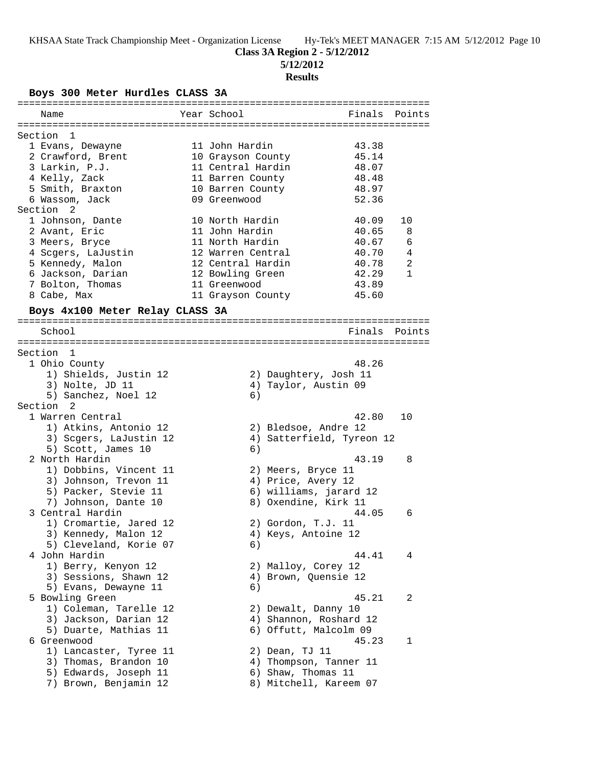## Class 3A Region 2 - 5/12/2012

**5/12/2012**

**Results**

### Boys 300 Meter Hurdles CLASS 3A

| Name | Year | School | Finals | Points |
|---|---|---|---|---|
| **Section 1** | | | | |
| 1 Evans, Dewayne | 11 | John Hardin | 43.38 | |
| 2 Crawford, Brent | 10 | Grayson County | 45.14 | |
| 3 Larkin, P.J. | 11 | Central Hardin | 48.07 | |
| 4 Kelly, Zack | 11 | Barren County | 48.48 | |
| 5 Smith, Braxton | 10 | Barren County | 48.97 | |
| 6 Wassom, Jack | 09 | Greenwood | 52.36 | |
| **Section 2** | | | | |
| 1 Johnson, Dante | 10 | North Hardin | 40.09 | 10 |
| 2 Avant, Eric | 11 | John Hardin | 40.65 | 8 |
| 3 Meers, Bryce | 11 | North Hardin | 40.67 | 6 |
| 4 Scgers, LaJustin | 12 | Warren Central | 40.70 | 4 |
| 5 Kennedy, Malon | 12 | Central Hardin | 40.78 | 2 |
| 6 Jackson, Darian | 12 | Bowling Green | 42.29 | 1 |
| 7 Bolton, Thomas | 11 | Greenwood | 43.89 | |
| 8 Cabe, Max | 11 | Grayson County | 45.60 | |

### Boys 4x100 Meter Relay CLASS 3A

| School | Finals | Points |
|---|---|---|
| **Section 1** | | |
| 1 Ohio County | 48.26 | |
| 1) Shields, Justin 12; 2) Daughtery, Josh 11; 3) Nolte, JD 11; 4) Taylor, Austin 09; 5) Sanchez, Noel 12; 6) | | |
| **Section 2** | | |
| 1 Warren Central | 42.80 | 10 |
| 1) Atkins, Antonio 12; 2) Bledsoe, Andre 12; 3) Scgers, LaJustin 12; 4) Satterfield, Tyreon 12; 5) Scott, James 10; 6) | | |
| 2 North Hardin | 43.19 | 8 |
| 1) Dobbins, Vincent 11; 2) Meers, Bryce 11; 3) Johnson, Trevon 11; 4) Price, Avery 12; 5) Packer, Stevie 11; 6) williams, jarard 12; 7) Johnson, Dante 10; 8) Oxendine, Kirk 11 | | |
| 3 Central Hardin | 44.05 | 6 |
| 1) Cromartie, Jared 12; 2) Gordon, T.J. 11; 3) Kennedy, Malon 12; 4) Keys, Antoine 12; 5) Cleveland, Korie 07; 6) | | |
| 4 John Hardin | 44.41 | 4 |
| 1) Berry, Kenyon 12; 2) Malloy, Corey 12; 3) Sessions, Shawn 12; 4) Brown, Quensie 12; 5) Evans, Dewayne 11; 6) | | |
| 5 Bowling Green | 45.21 | 2 |
| 1) Coleman, Tarelle 12; 2) Dewalt, Danny 10; 3) Jackson, Darian 12; 4) Shannon, Roshard 12; 5) Duarte, Mathias 11; 6) Offutt, Malcolm 09 | | |
| 6 Greenwood | 45.23 | 1 |
| 1) Lancaster, Tyree 11; 2) Dean, TJ 11; 3) Thomas, Brandon 10; 4) Thompson, Tanner 11; 5) Edwards, Joseph 11; 6) Shaw, Thomas 11; 7) Brown, Benjamin 12; 8) Mitchell, Kareem 07 | | |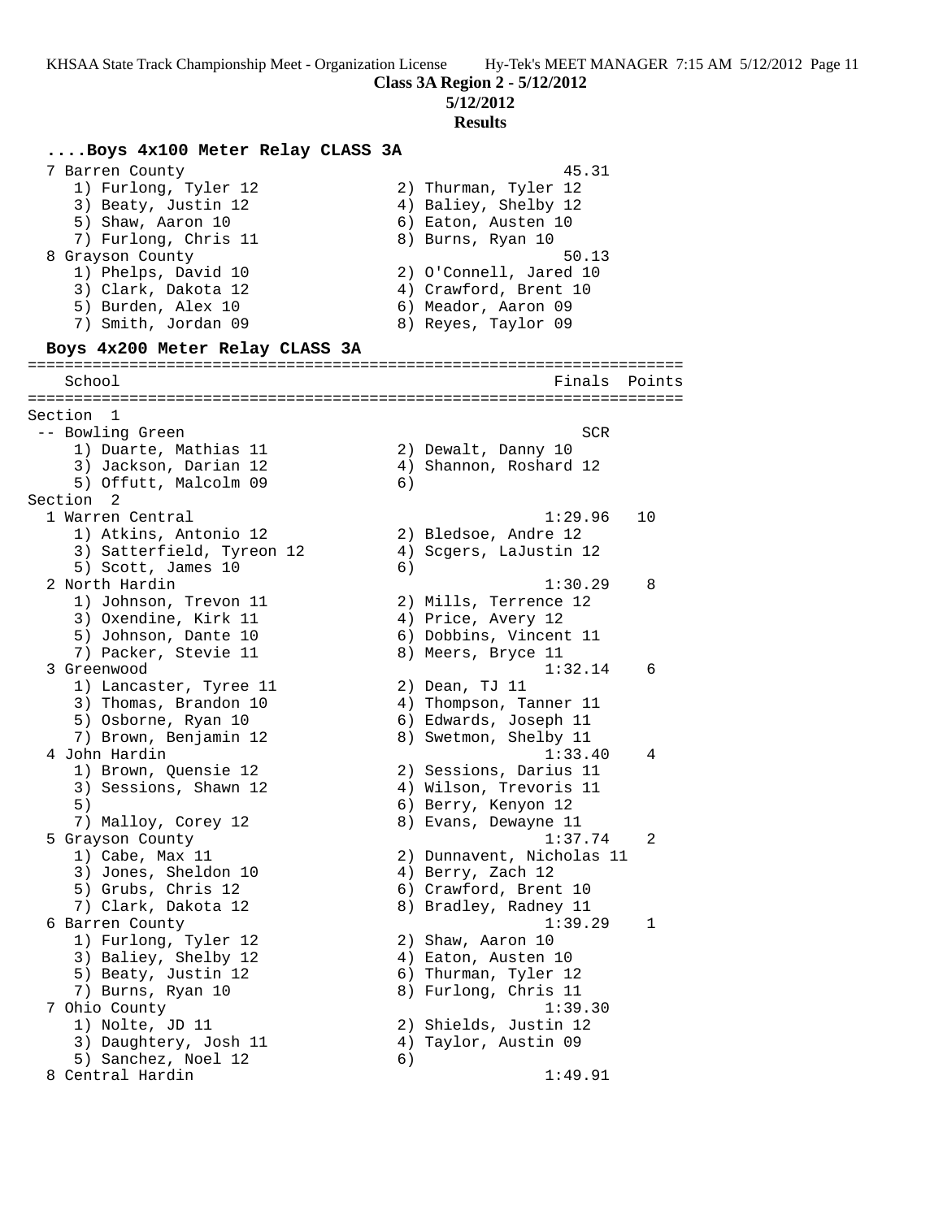**Class 3A Region 2 - 5/12/2012**

**5/12/2012**

**Results**

### ....Boys 4x100 Meter Relay CLASS 3A

```
  7 Barren County                                          45.31
     1) Furlong, Tyler 12               2) Thurman, Tyler 12
     3) Beaty, Justin 12                4) Baliey, Shelby 12
     5) Shaw, Aaron 10                  6) Eaton, Austen 10
     7) Furlong, Chris 11               8) Burns, Ryan 10
  8 Grayson County                                         50.13
     1) Phelps, David 10                2) O'Connell, Jared 10
     3) Clark, Dakota 12                4) Crawford, Brent 10
     5) Burden, Alex 10                 6) Meador, Aaron 09
     7) Smith, Jordan 09                8) Reyes, Taylor 09
```

### Boys 4x200 Meter Relay CLASS 3A

```
=======================================================================
    School                                               Finals  Points
=======================================================================
Section  1
 -- Bowling Green                                            SCR
     1) Duarte, Mathias 11              2) Dewalt, Danny 10
     3) Jackson, Darian 12              4) Shannon, Roshard 12
     5) Offutt, Malcolm 09              6)
Section  2
  1 Warren Central                                       1:29.96   10
     1) Atkins, Antonio 12              2) Bledsoe, Andre 12
     3) Satterfield, Tyreon 12          4) Scgers, LaJustin 12
     5) Scott, James 10                 6)
  2 North Hardin                                         1:30.29    8
     1) Johnson, Trevon 11              2) Mills, Terrence 12
     3) Oxendine, Kirk 11               4) Price, Avery 12
     5) Johnson, Dante 10               6) Dobbins, Vincent 11
     7) Packer, Stevie 11               8) Meers, Bryce 11
  3 Greenwood                                            1:32.14    6
     1) Lancaster, Tyree 11             2) Dean, TJ 11
     3) Thomas, Brandon 10              4) Thompson, Tanner 11
     5) Osborne, Ryan 10                6) Edwards, Joseph 11
     7) Brown, Benjamin 12              8) Swetmon, Shelby 11
  4 John Hardin                                          1:33.40    4
     1) Brown, Quensie 12               2) Sessions, Darius 11
     3) Sessions, Shawn 12              4) Wilson, Trevoris 11
     5)                                 6) Berry, Kenyon 12
     7) Malloy, Corey 12                8) Evans, Dewayne 11
  5 Grayson County                                       1:37.74    2
     1) Cabe, Max 11                    2) Dunnavent, Nicholas 11
     3) Jones, Sheldon 10               4) Berry, Zach 12
     5) Grubs, Chris 12                 6) Crawford, Brent 10
     7) Clark, Dakota 12                8) Bradley, Radney 11
  6 Barren County                                        1:39.29    1
     1) Furlong, Tyler 12               2) Shaw, Aaron 10
     3) Baliey, Shelby 12               4) Eaton, Austen 10
     5) Beaty, Justin 12                6) Thurman, Tyler 12
     7) Burns, Ryan 10                  8) Furlong, Chris 11
  7 Ohio County                                          1:39.30
     1) Nolte, JD 11                    2) Shields, Justin 12
     3) Daughtery, Josh 11              4) Taylor, Austin 09
     5) Sanchez, Noel 12                6)
  8 Central Hardin                                       1:49.91
```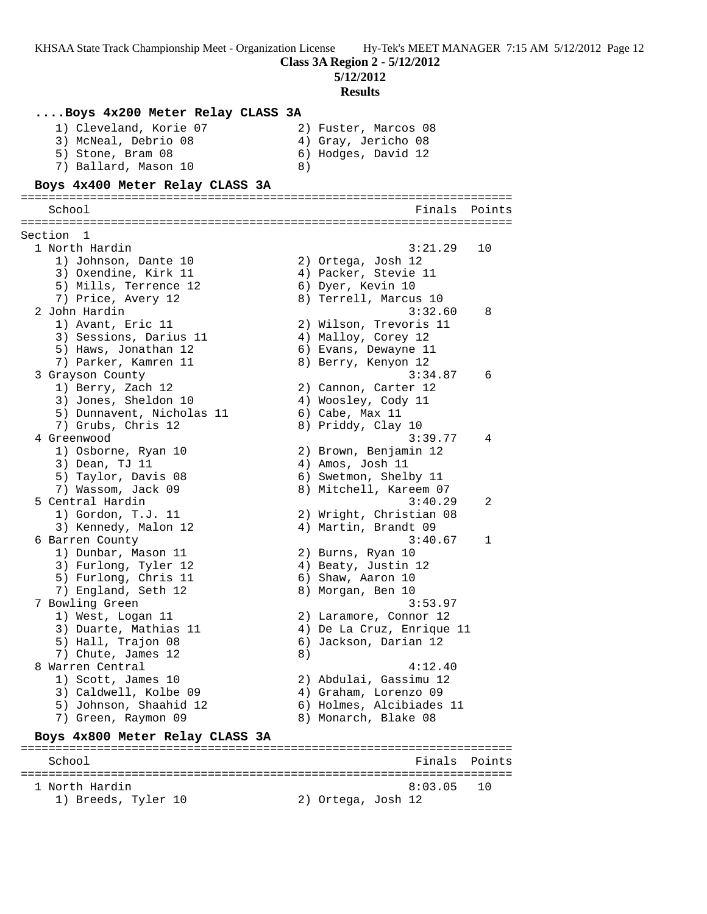**Class 3A Region 2 - 5/12/2012**
**5/12/2012**
**Results**

### ....Boys 4x200 Meter Relay CLASS 3A

```
   1) Cleveland, Korie 07           2) Fuster, Marcos 08
   3) McNeal, Debrio 08             4) Gray, Jericho 08
   5) Stone, Bram 08                6) Hodges, David 12
   7) Ballard, Mason 10             8)
```

### Boys 4x400 Meter Relay CLASS 3A

```
=======================================================================
   School                                            Finals  Points
=======================================================================
Section  1
  1 North Hardin                                    3:21.29   10
     1) Johnson, Dante 10             2) Ortega, Josh 12
     3) Oxendine, Kirk 11             4) Packer, Stevie 11
     5) Mills, Terrence 12            6) Dyer, Kevin 10
     7) Price, Avery 12               8) Terrell, Marcus 10
  2 John Hardin                                     3:32.60    8
     1) Avant, Eric 11                2) Wilson, Trevoris 11
     3) Sessions, Darius 11           4) Malloy, Corey 12
     5) Haws, Jonathan 12             6) Evans, Dewayne 11
     7) Parker, Kamren 11             8) Berry, Kenyon 12
  3 Grayson County                                  3:34.87    6
     1) Berry, Zach 12                2) Cannon, Carter 12
     3) Jones, Sheldon 10             4) Woosley, Cody 11
     5) Dunnavent, Nicholas 11        6) Cabe, Max 11
     7) Grubs, Chris 12               8) Priddy, Clay 10
  4 Greenwood                                       3:39.77    4
     1) Osborne, Ryan 10              2) Brown, Benjamin 12
     3) Dean, TJ 11                   4) Amos, Josh 11
     5) Taylor, Davis 08              6) Swetmon, Shelby 11
     7) Wassom, Jack 09               8) Mitchell, Kareem 07
  5 Central Hardin                                  3:40.29    2
     1) Gordon, T.J. 11               2) Wright, Christian 08
     3) Kennedy, Malon 12             4) Martin, Brandt 09
  6 Barren County                                   3:40.67    1
     1) Dunbar, Mason 11              2) Burns, Ryan 10
     3) Furlong, Tyler 12             4) Beaty, Justin 12
     5) Furlong, Chris 11             6) Shaw, Aaron 10
     7) England, Seth 12              8) Morgan, Ben 10
  7 Bowling Green                                   3:53.97
     1) West, Logan 11                2) Laramore, Connor 12
     3) Duarte, Mathias 11            4) De La Cruz, Enrique 11
     5) Hall, Trajon 08               6) Jackson, Darian 12
     7) Chute, James 12               8)
  8 Warren Central                                  4:12.40
     1) Scott, James 10               2) Abdulai, Gassimu 12
     3) Caldwell, Kolbe 09            4) Graham, Lorenzo 09
     5) Johnson, Shaahid 12           6) Holmes, Alcibiades 11
     7) Green, Raymon 09              8) Monarch, Blake 08
```

### Boys 4x800 Meter Relay CLASS 3A

```
=======================================================================
   School                                            Finals  Points
=======================================================================
  1 North Hardin                                    8:03.05   10
     1) Breeds, Tyler 10              2) Ortega, Josh 12
```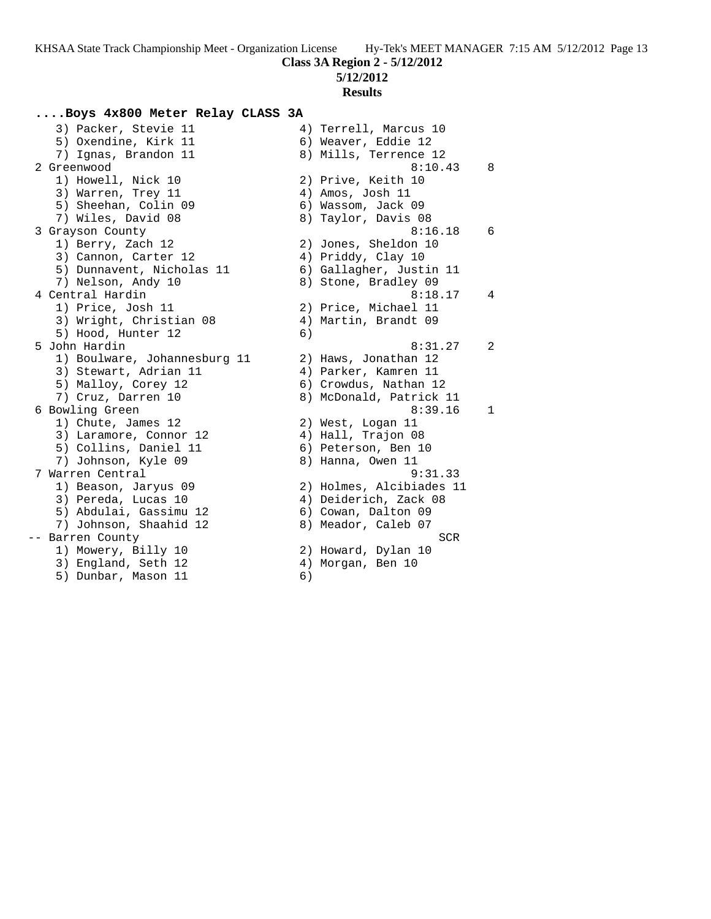**Class 3A Region 2 - 5/12/2012**

**5/12/2012**

**Results**

### ....Boys 4x800 Meter Relay CLASS 3A

```
    3) Packer, Stevie 11              4) Terrell, Marcus 10
    5) Oxendine, Kirk 11              6) Weaver, Eddie 12
    7) Ignas, Brandon 11              8) Mills, Terrence 12
  2 Greenwood                                     8:10.43    8
    1) Howell, Nick 10                2) Prive, Keith 10
    3) Warren, Trey 11                4) Amos, Josh 11
    5) Sheehan, Colin 09              6) Wassom, Jack 09
    7) Wiles, David 08                8) Taylor, Davis 08
  3 Grayson County                                8:16.18    6
    1) Berry, Zach 12                 2) Jones, Sheldon 10
    3) Cannon, Carter 12              4) Priddy, Clay 10
    5) Dunnavent, Nicholas 11         6) Gallagher, Justin 11
    7) Nelson, Andy 10                8) Stone, Bradley 09
  4 Central Hardin                                8:18.17    4
    1) Price, Josh 11                 2) Price, Michael 11
    3) Wright, Christian 08           4) Martin, Brandt 09
    5) Hood, Hunter 12                6)
  5 John Hardin                                   8:31.27    2
    1) Boulware, Johannesburg 11      2) Haws, Jonathan 12
    3) Stewart, Adrian 11             4) Parker, Kamren 11
    5) Malloy, Corey 12               6) Crowdus, Nathan 12
    7) Cruz, Darren 10                8) McDonald, Patrick 11
  6 Bowling Green                                 8:39.16    1
    1) Chute, James 12                2) West, Logan 11
    3) Laramore, Connor 12            4) Hall, Trajon 08
    5) Collins, Daniel 11             6) Peterson, Ben 10
    7) Johnson, Kyle 09               8) Hanna, Owen 11
  7 Warren Central                                9:31.33
    1) Beason, Jaryus 09              2) Holmes, Alcibiades 11
    3) Pereda, Lucas 10               4) Deiderich, Zack 08
    5) Abdulai, Gassimu 12            6) Cowan, Dalton 09
    7) Johnson, Shaahid 12            8) Meador, Caleb 07
 -- Barren County                                     SCR
    1) Mowery, Billy 10               2) Howard, Dylan 10
    3) England, Seth 12               4) Morgan, Ben 10
    5) Dunbar, Mason 11               6)
```